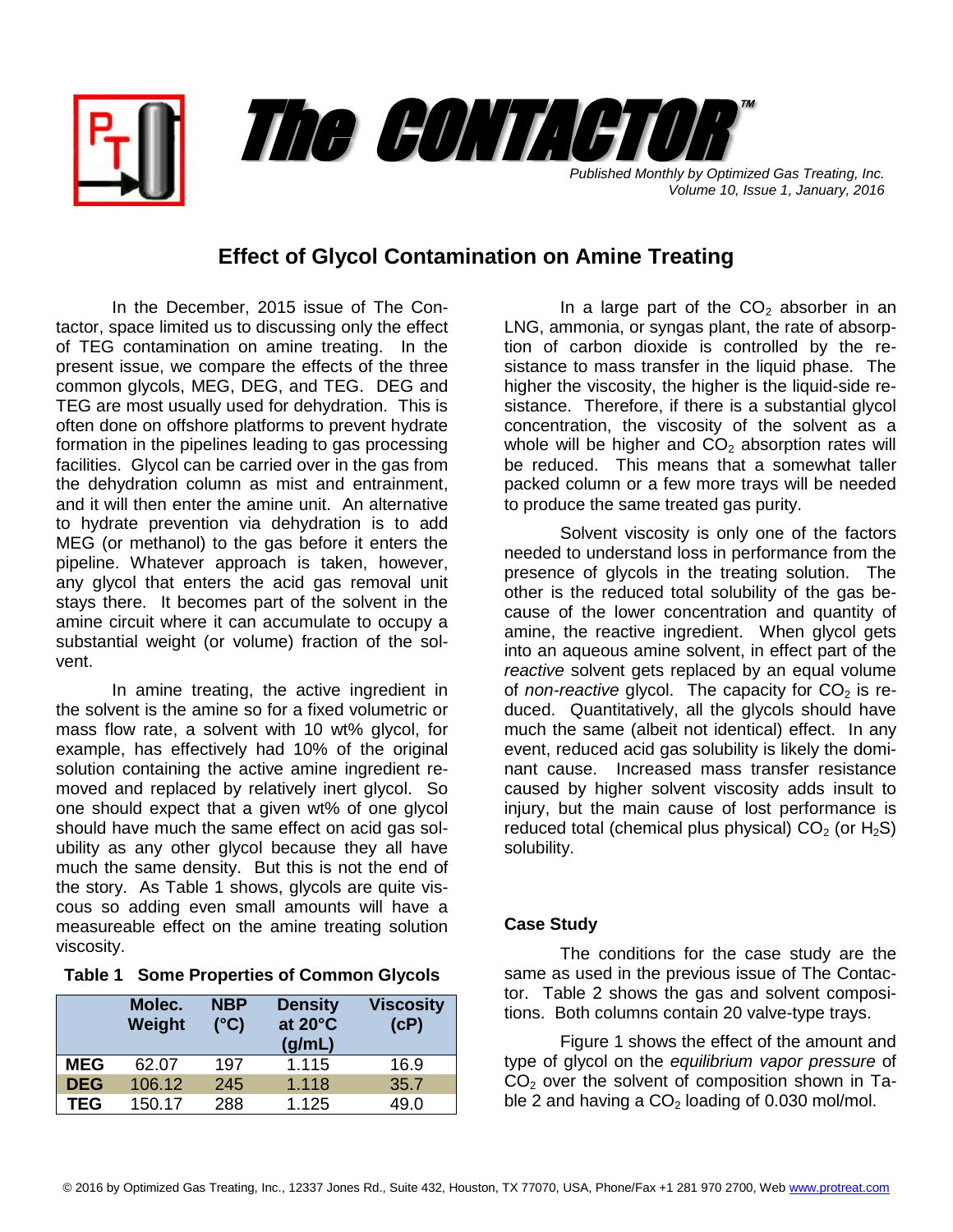# The CONTACTOR™

*Published Monthly by Optimized Gas Treating, Inc.*
*Volume 10, Issue 1, January, 2016*

## Effect of Glycol Contamination on Amine Treating

In the December, 2015 issue of The Contactor, space limited us to discussing only the effect of TEG contamination on amine treating. In the present issue, we compare the effects of the three common glycols, MEG, DEG, and TEG. DEG and TEG are most usually used for dehydration. This is often done on offshore platforms to prevent hydrate formation in the pipelines leading to gas processing facilities. Glycol can be carried over in the gas from the dehydration column as mist and entrainment, and it will then enter the amine unit. An alternative to hydrate prevention via dehydration is to add MEG (or methanol) to the gas before it enters the pipeline. Whatever approach is taken, however, any glycol that enters the acid gas removal unit stays there. It becomes part of the solvent in the amine circuit where it can accumulate to occupy a substantial weight (or volume) fraction of the solvent.

In amine treating, the active ingredient in the solvent is the amine so for a fixed volumetric or mass flow rate, a solvent with 10 wt% glycol, for example, has effectively had 10% of the original solution containing the active amine ingredient removed and replaced by relatively inert glycol. So one should expect that a given wt% of one glycol should have much the same effect on acid gas solubility as any other glycol because they all have much the same density. But this is not the end of the story. As Table 1 shows, glycols are quite viscous so adding even small amounts will have a measureable effect on the amine treating solution viscosity.

**Table 1 Some Properties of Common Glycols**

| | Molec. Weight | NBP (°C) | Density at 20°C (g/mL) | Viscosity (cP) |
|---|---|---|---|---|
| **MEG** | 62.07 | 197 | 1.115 | 16.9 |
| **DEG** | 106.12 | 245 | 1.118 | 35.7 |
| **TEG** | 150.17 | 288 | 1.125 | 49.0 |

In a large part of the $CO_2$ absorber in an LNG, ammonia, or syngas plant, the rate of absorption of carbon dioxide is controlled by the resistance to mass transfer in the liquid phase. The higher the viscosity, the higher is the liquid-side resistance. Therefore, if there is a substantial glycol concentration, the viscosity of the solvent as a whole will be higher and $CO_2$ absorption rates will be reduced. This means that a somewhat taller packed column or a few more trays will be needed to produce the same treated gas purity.

Solvent viscosity is only one of the factors needed to understand loss in performance from the presence of glycols in the treating solution. The other is the reduced total solubility of the gas because of the lower concentration and quantity of amine, the reactive ingredient. When glycol gets into an aqueous amine solvent, in effect part of the *reactive* solvent gets replaced by an equal volume of *non-reactive* glycol. The capacity for $CO_2$ is reduced. Quantitatively, all the glycols should have much the same (albeit not identical) effect. In any event, reduced acid gas solubility is likely the dominant cause. Increased mass transfer resistance caused by higher solvent viscosity adds insult to injury, but the main cause of lost performance is reduced total (chemical plus physical) $CO_2$ (or $H_2S$) solubility.

### Case Study

The conditions for the case study are the same as used in the previous issue of The Contactor. Table 2 shows the gas and solvent compositions. Both columns contain 20 valve-type trays.

Figure 1 shows the effect of the amount and type of glycol on the *equilibrium vapor pressure* of $CO_2$ over the solvent of composition shown in Table 2 and having a $CO_2$ loading of 0.030 mol/mol.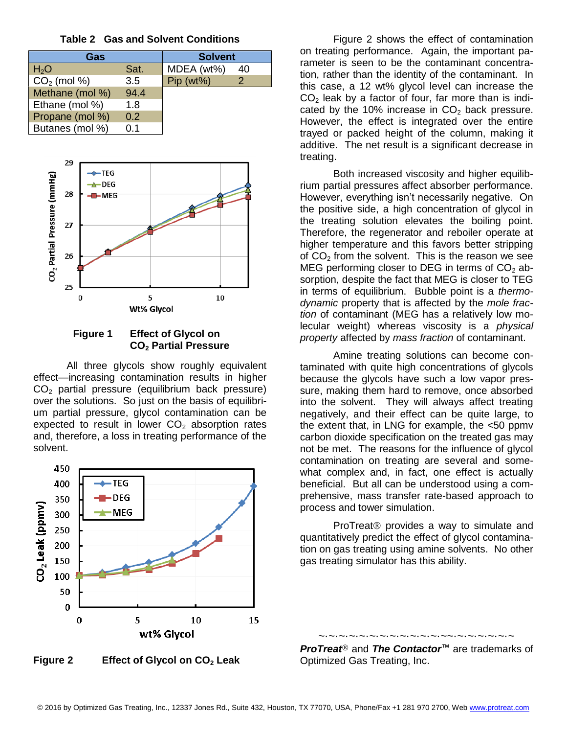**Table 2 Gas and Solvent Conditions**

| Gas | | Solvent | |
|---|---|---|---|
| $H_2O$ | Sat. | MDEA (wt%) | 40 |
| $CO_2$ (mol %) | 3.5 | Pip (wt%) | 2 |
| Methane (mol %) | 94.4 | | |
| Ethane (mol %) | 1.8 | | |
| Propane (mol %) | 0.2 | | |
| Butanes (mol %) | 0.1 | | |

29
28
27
26
25
$CO_2$ Partial Pressure (mmHg)
TEG
DEG
MEG
0
5
10
Wt% Glycol

**Figure 1 Effect of Glycol on $CO_2$ Partial Pressure**

All three glycols show roughly equivalent effect—increasing contamination results in higher $CO_2$ partial pressure (equilibrium back pressure) over the solutions. So just on the basis of equilibrium partial pressure, glycol contamination can be expected to result in lower $CO_2$ absorption rates and, therefore, a loss in treating performance of the solvent.

450
400
350
300
250
200
150
100
50
0
$CO_2$ Leak (ppmv)
TEG
DEG
MEG
0
5
10
15
wt% Glycol

**Figure 2 Effect of Glycol on $CO_2$ Leak**

Figure 2 shows the effect of contamination on treating performance. Again, the important parameter is seen to be the contaminant concentration, rather than the identity of the contaminant. In this case, a 12 wt% glycol level can increase the $CO_2$ leak by a factor of four, far more than is indicated by the 10% increase in $CO_2$ back pressure. However, the effect is integrated over the entire trayed or packed height of the column, making it additive. The net result is a significant decrease in treating.

Both increased viscosity and higher equilibrium partial pressures affect absorber performance. However, everything isn't necessarily negative. On the positive side, a high concentration of glycol in the treating solution elevates the boiling point. Therefore, the regenerator and reboiler operate at higher temperature and this favors better stripping of $CO_2$ from the solvent. This is the reason we see MEG performing closer to DEG in terms of $CO_2$ absorption, despite the fact that MEG is closer to TEG in terms of equilibrium. Bubble point is a *thermodynamic* property that is affected by the *mole fraction* of contaminant (MEG has a relatively low molecular weight) whereas viscosity is a *physical property* affected by *mass fraction* of contaminant.

Amine treating solutions can become contaminated with quite high concentrations of glycols because the glycols have such a low vapor pressure, making them hard to remove, once absorbed into the solvent. They will always affect treating negatively, and their effect can be quite large, to the extent that, in LNG for example, the <50 ppmv carbon dioxide specification on the treated gas may not be met. The reasons for the influence of glycol contamination on treating are several and somewhat complex and, in fact, one effect is actually beneficial. But all can be understood using a comprehensive, mass transfer rate-based approach to process and tower simulation.

ProTreat® provides a way to simulate and quantitatively predict the effect of glycol contamination on gas treating using amine solvents. No other gas treating simulator has this ability.

~.~.~.~.~.~.~.~.~.~.~.~.~.~~.~.~.~.~.~.~

***ProTreat***® and ***The Contactor***™ are trademarks of Optimized Gas Treating, Inc.

© 2016 by Optimized Gas Treating, Inc., 12337 Jones Rd., Suite 432, Houston, TX 77070, USA, Phone/Fax +1 281 970 2700, Web www.protreat.com